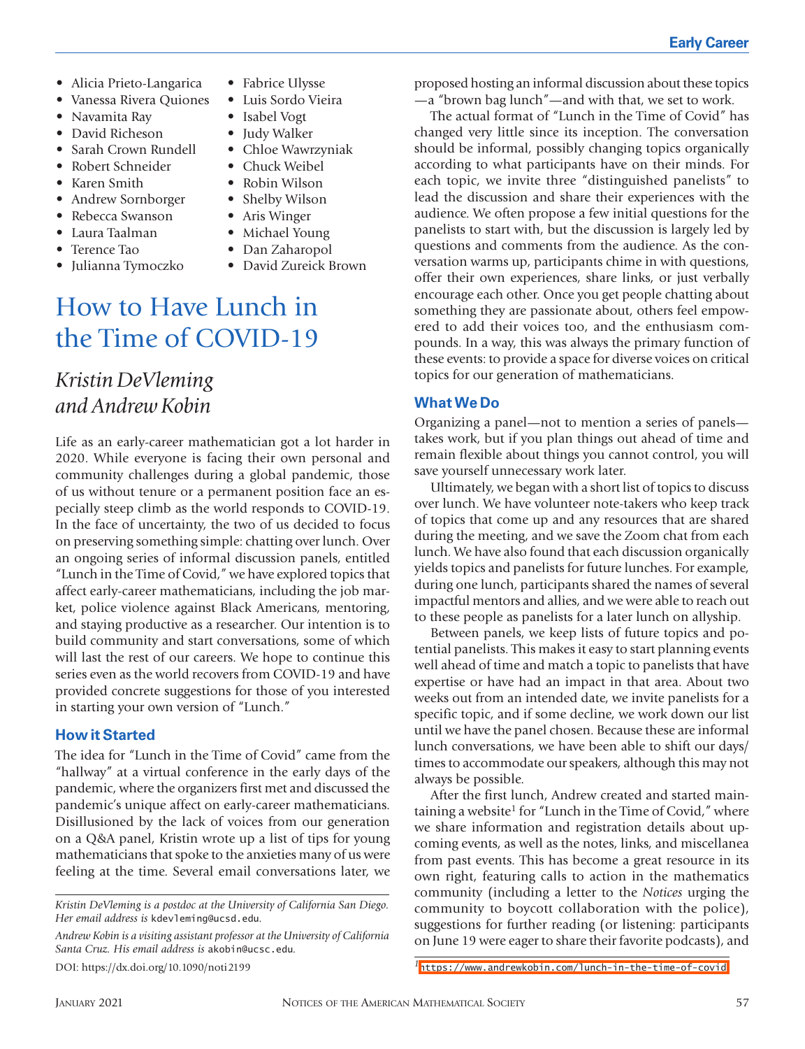- Alicia Prieto-Langarica
- Vanessa Rivera Quiones
- Navamita Ray
- David Richeson
- Sarah Crown Rundell
- Robert Schneider
- Karen Smith
- Andrew Sornborger
- Rebecca Swanson
- Laura Taalman
- Terence Tao
- Julianna Tymoczko
- Fabrice Ulysse
- Luis Sordo Vieira
- Isabel Vogt
- Judy Walker
- Chloe Wawrzyniak
- Chuck Weibel
- Robin Wilson
- Shelby Wilson
- Aris Winger
- Michael Young
- Dan Zaharopol
- David Zureick Brown

# How to Have Lunch in the Time of COVID-19

## *Kristin DeVleming and Andrew Kobin*

Life as an early-career mathematician got a lot harder in 2020. While everyone is facing their own personal and community challenges during a global pandemic, those of us without tenure or a permanent position face an especially steep climb as the world responds to COVID-19. In the face of uncertainty, the two of us decided to focus on preserving something simple: chatting over lunch. Over an ongoing series of informal discussion panels, entitled "Lunch in the Time of Covid," we have explored topics that affect early-career mathematicians, including the job market, police violence against Black Americans, mentoring, and staying productive as a researcher. Our intention is to build community and start conversations, some of which will last the rest of our careers. We hope to continue this series even as the world recovers from COVID-19 and have provided concrete suggestions for those of you interested in starting your own version of "Lunch."

### How it Started

The idea for "Lunch in the Time of Covid" came from the "hallway" at a virtual conference in the early days of the pandemic, where the organizers first met and discussed the pandemic's unique affect on early-career mathematicians. Disillusioned by the lack of voices from our generation on a Q&A panel, Kristin wrote up a list of tips for young mathematicians that spoke to the anxieties many of us were feeling at the time. Several email conversations later, we proposed hosting an informal discussion about these topics—a "brown bag lunch"—and with that, we set to work.

The actual format of "Lunch in the Time of Covid" has changed very little since its inception. The conversation should be informal, possibly changing topics organically according to what participants have on their minds. For each topic, we invite three "distinguished panelists" to lead the discussion and share their experiences with the audience. We often propose a few initial questions for the panelists to start with, but the discussion is largely led by questions and comments from the audience. As the conversation warms up, participants chime in with questions, offer their own experiences, share links, or just verbally encourage each other. Once you get people chatting about something they are passionate about, others feel empowered to add their voices too, and the enthusiasm compounds. In a way, this was always the primary function of these events: to provide a space for diverse voices on critical topics for our generation of mathematicians.

### What We Do

Organizing a panel—not to mention a series of panels—takes work, but if you plan things out ahead of time and remain flexible about things you cannot control, you will save yourself unnecessary work later.

Ultimately, we began with a short list of topics to discuss over lunch. We have volunteer note-takers who keep track of topics that come up and any resources that are shared during the meeting, and we save the Zoom chat from each lunch. We have also found that each discussion organically yields topics and panelists for future lunches. For example, during one lunch, participants shared the names of several impactful mentors and allies, and we were able to reach out to these people as panelists for a later lunch on allyship.

Between panels, we keep lists of future topics and potential panelists. This makes it easy to start planning events well ahead of time and match a topic to panelists that have expertise or have had an impact in that area. About two weeks out from an intended date, we invite panelists for a specific topic, and if some decline, we work down our list until we have the panel chosen. Because these are informal lunch conversations, we have been able to shift our days/times to accommodate our speakers, although this may not always be possible.

After the first lunch, Andrew created and started maintaining a website[1] for "Lunch in the Time of Covid," where we share information and registration details about upcoming events, as well as the notes, links, and miscellanea from past events. This has become a great resource in its own right, featuring calls to action in the mathematics community (including a letter to the *Notices* urging the community to boycott collaboration with the police), suggestions for further reading (or listening: participants on June 19 were eager to share their favorite podcasts), and

---

*Kristin DeVleming is a postdoc at the University of California San Diego. Her email address is* kdevleming@ucsd.edu.

*Andrew Kobin is a visiting assistant professor at the University of California Santa Cruz. His email address is* akobin@ucsc.edu.

DOI: https://dx.doi.org/10.1090/noti2199

[1] https://www.andrewkobin.com/lunch-in-the-time-of-covid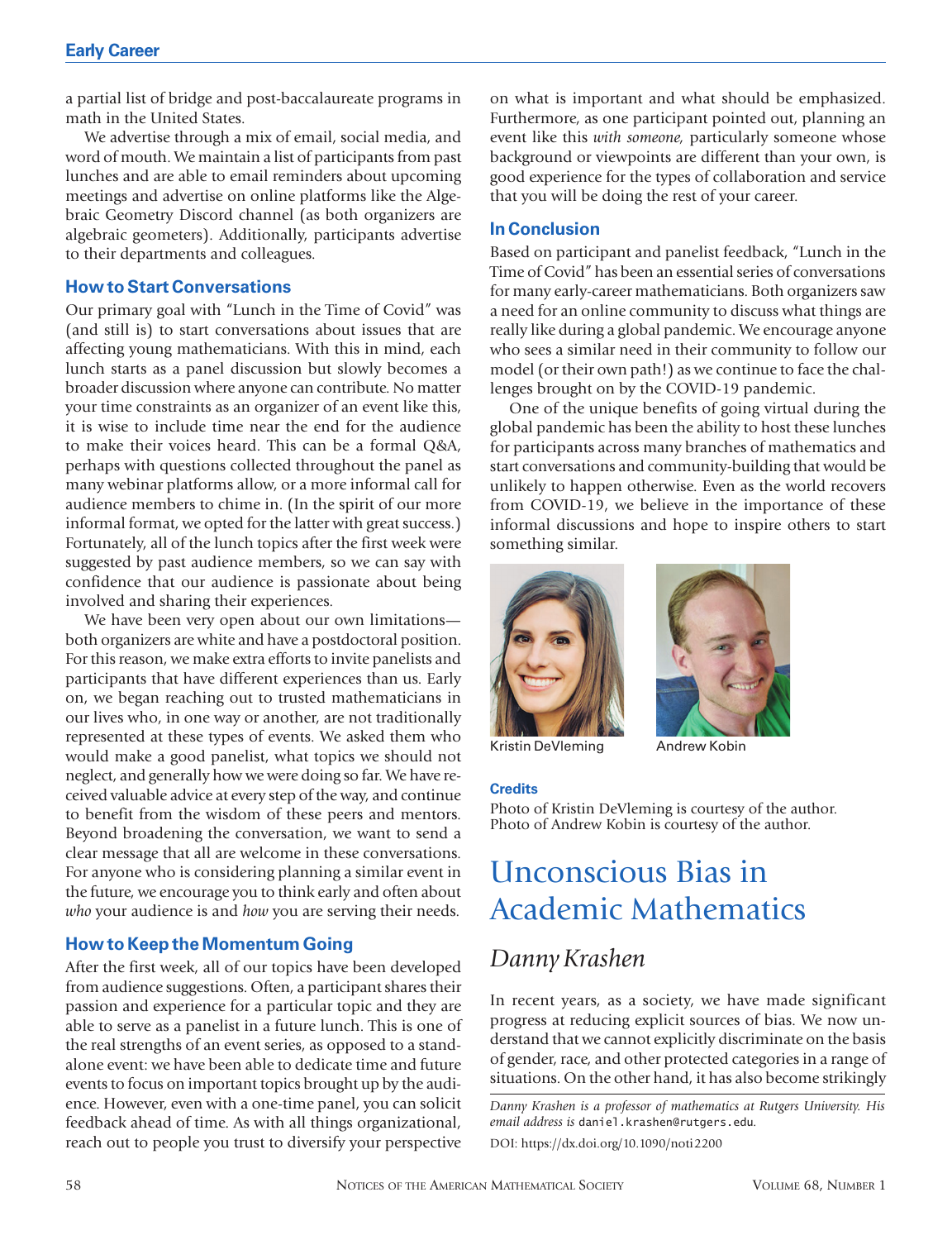a partial list of bridge and post-baccalaureate programs in math in the United States.

We advertise through a mix of email, social media, and word of mouth. We maintain a list of participants from past lunches and are able to email reminders about upcoming meetings and advertise on online platforms like the Algebraic Geometry Discord channel (as both organizers are algebraic geometers). Additionally, participants advertise to their departments and colleagues.

### How to Start Conversations

Our primary goal with "Lunch in the Time of Covid" was (and still is) to start conversations about issues that are affecting young mathematicians. With this in mind, each lunch starts as a panel discussion but slowly becomes a broader discussion where anyone can contribute. No matter your time constraints as an organizer of an event like this, it is wise to include time near the end for the audience to make their voices heard. This can be a formal Q&A, perhaps with questions collected throughout the panel as many webinar platforms allow, or a more informal call for audience members to chime in. (In the spirit of our more informal format, we opted for the latter with great success.) Fortunately, all of the lunch topics after the first week were suggested by past audience members, so we can say with confidence that our audience is passionate about being involved and sharing their experiences.

We have been very open about our own limitations—both organizers are white and have a postdoctoral position. For this reason, we make extra efforts to invite panelists and participants that have different experiences than us. Early on, we began reaching out to trusted mathematicians in our lives who, in one way or another, are not traditionally represented at these types of events. We asked them who would make a good panelist, what topics we should not neglect, and generally how we were doing so far. We have received valuable advice at every step of the way, and continue to benefit from the wisdom of these peers and mentors. Beyond broadening the conversation, we want to send a clear message that all are welcome in these conversations. For anyone who is considering planning a similar event in the future, we encourage you to think early and often about *who* your audience is and *how* you are serving their needs.

### How to Keep the Momentum Going

After the first week, all of our topics have been developed from audience suggestions. Often, a participant shares their passion and experience for a particular topic and they are able to serve as a panelist in a future lunch. This is one of the real strengths of an event series, as opposed to a standalone event: we have been able to dedicate time and future events to focus on important topics brought up by the audience. However, even with a one-time panel, you can solicit feedback ahead of time. As with all things organizational, reach out to people you trust to diversify your perspective on what is important and what should be emphasized. Furthermore, as one participant pointed out, planning an event like this *with someone,* particularly someone whose background or viewpoints are different than your own, is good experience for the types of collaboration and service that you will be doing the rest of your career.

### In Conclusion

Based on participant and panelist feedback, "Lunch in the Time of Covid" has been an essential series of conversations for many early-career mathematicians. Both organizers saw a need for an online community to discuss what things are really like during a global pandemic. We encourage anyone who sees a similar need in their community to follow our model (or their own path!) as we continue to face the challenges brought on by the COVID-19 pandemic.

One of the unique benefits of going virtual during the global pandemic has been the ability to host these lunches for participants across many branches of mathematics and start conversations and community-building that would be unlikely to happen otherwise. Even as the world recovers from COVID-19, we believe in the importance of these informal discussions and hope to inspire others to start something similar.

Kristin DeVleming

Andrew Kobin

#### Credits

Photo of Kristin DeVleming is courtesy of the author.
Photo of Andrew Kobin is courtesy of the author.

# Unconscious Bias in Academic Mathematics

## *Danny Krashen*

In recent years, as a society, we have made significant progress at reducing explicit sources of bias. We now understand that we cannot explicitly discriminate on the basis of gender, race, and other protected categories in a range of situations. On the other hand, it has also become strikingly

*Danny Krashen is a professor of mathematics at Rutgers University. His email address is* daniel.krashen@rutgers.edu.

DOI: https://dx.doi.org/10.1090/noti2200